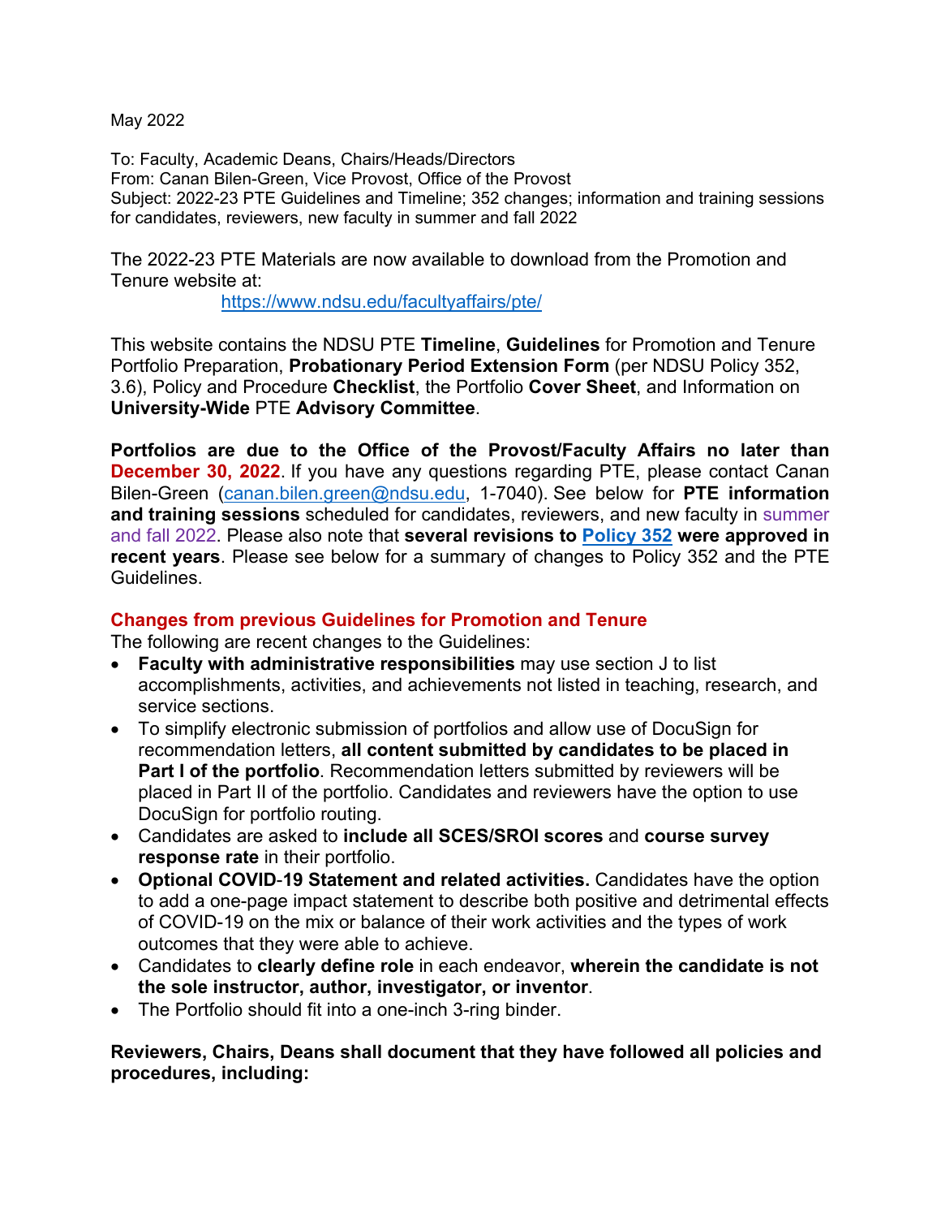May 2022

To: Faculty, Academic Deans, Chairs/Heads/Directors
From: Canan Bilen-Green, Vice Provost, Office of the Provost
Subject: 2022-23 PTE Guidelines and Timeline; 352 changes; information and training sessions for candidates, reviewers, new faculty in summer and fall 2022

The 2022-23 PTE Materials are now available to download from the Promotion and Tenure website at:

https://www.ndsu.edu/facultyaffairs/pte/

This website contains the NDSU PTE **Timeline**, **Guidelines** for Promotion and Tenure Portfolio Preparation, **Probationary Period Extension Form** (per NDSU Policy 352, 3.6), Policy and Procedure **Checklist**, the Portfolio **Cover Sheet**, and Information on **University-Wide** PTE **Advisory Committee**.

**Portfolios are due to the Office of the Provost/Faculty Affairs no later than December 30, 2022**. If you have any questions regarding PTE, please contact Canan Bilen-Green (canan.bilen.green@ndsu.edu, 1-7040). See below for **PTE information and training sessions** scheduled for candidates, reviewers, and new faculty in summer and fall 2022. Please also note that **several revisions to Policy 352 were approved in recent years**. Please see below for a summary of changes to Policy 352 and the PTE Guidelines.

## Changes from previous Guidelines for Promotion and Tenure

The following are recent changes to the Guidelines:

- **Faculty with administrative responsibilities** may use section J to list accomplishments, activities, and achievements not listed in teaching, research, and service sections.
- To simplify electronic submission of portfolios and allow use of DocuSign for recommendation letters, **all content submitted by candidates to be placed in Part I of the portfolio**. Recommendation letters submitted by reviewers will be placed in Part II of the portfolio. Candidates and reviewers have the option to use DocuSign for portfolio routing.
- Candidates are asked to **include all SCES/SROI scores** and **course survey response rate** in their portfolio.
- **Optional COVID-19 Statement and related activities.** Candidates have the option to add a one-page impact statement to describe both positive and detrimental effects of COVID-19 on the mix or balance of their work activities and the types of work outcomes that they were able to achieve.
- Candidates to **clearly define role** in each endeavor, **wherein the candidate is not the sole instructor, author, investigator, or inventor**.
- The Portfolio should fit into a one-inch 3-ring binder.

**Reviewers, Chairs, Deans shall document that they have followed all policies and procedures, including:**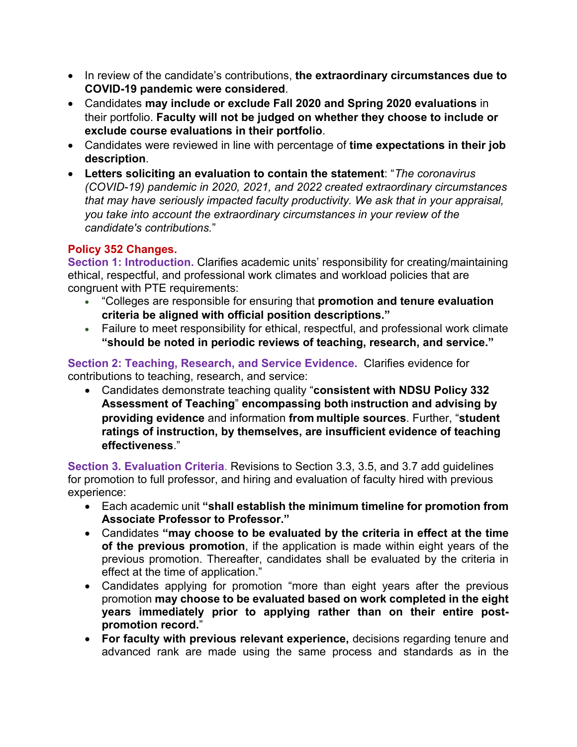- In review of the candidate's contributions, **the extraordinary circumstances due to COVID-19 pandemic were considered**.
- Candidates **may include or exclude Fall 2020 and Spring 2020 evaluations** in their portfolio. **Faculty will not be judged on whether they choose to include or exclude course evaluations in their portfolio**.
- Candidates were reviewed in line with percentage of **time expectations in their job description**.
- **Letters soliciting an evaluation to contain the statement**: "*The coronavirus (COVID-19) pandemic in 2020, 2021, and 2022 created extraordinary circumstances that may have seriously impacted faculty productivity. We ask that in your appraisal, you take into account the extraordinary circumstances in your review of the candidate's contributions.*"

**Policy 352 Changes.**

**Section 1: Introduction.** Clarifies academic units' responsibility for creating/maintaining ethical, respectful, and professional work climates and workload policies that are congruent with PTE requirements:

- "Colleges are responsible for ensuring that **promotion and tenure evaluation criteria be aligned with official position descriptions."**
- Failure to meet responsibility for ethical, respectful, and professional work climate **"should be noted in periodic reviews of teaching, research, and service."**

**Section 2: Teaching, Research, and Service Evidence.** Clarifies evidence for contributions to teaching, research, and service:

- Candidates demonstrate teaching quality "**consistent with NDSU Policy 332 Assessment of Teaching**" **encompassing both instruction and advising by providing evidence** and information **from multiple sources**. Further, "**student ratings of instruction, by themselves, are insufficient evidence of teaching effectiveness**."

**Section 3. Evaluation Criteria**. Revisions to Section 3.3, 3.5, and 3.7 add guidelines for promotion to full professor, and hiring and evaluation of faculty hired with previous experience:

- Each academic unit **"shall establish the minimum timeline for promotion from Associate Professor to Professor."**
- Candidates **"may choose to be evaluated by the criteria in effect at the time of the previous promotion**, if the application is made within eight years of the previous promotion. Thereafter, candidates shall be evaluated by the criteria in effect at the time of application."
- Candidates applying for promotion "more than eight years after the previous promotion **may choose to be evaluated based on work completed in the eight years immediately prior to applying rather than on their entire post-promotion record.**"
- **For faculty with previous relevant experience,** decisions regarding tenure and advanced rank are made using the same process and standards as in the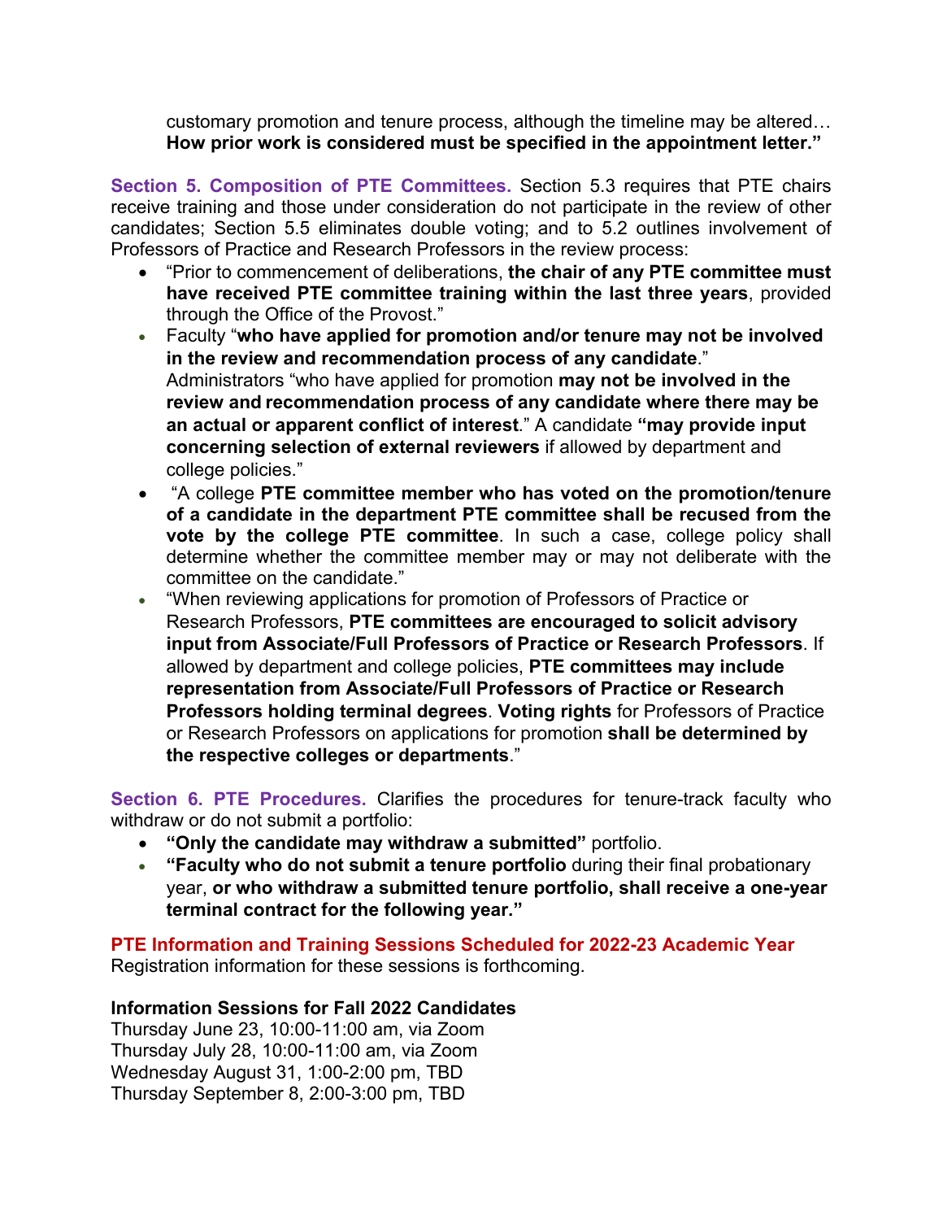customary promotion and tenure process, although the timeline may be altered… **How prior work is considered must be specified in the appointment letter."**

**Section 5. Composition of PTE Committees.** Section 5.3 requires that PTE chairs receive training and those under consideration do not participate in the review of other candidates; Section 5.5 eliminates double voting; and to 5.2 outlines involvement of Professors of Practice and Research Professors in the review process:

- "Prior to commencement of deliberations, **the chair of any PTE committee must have received PTE committee training within the last three years**, provided through the Office of the Provost."
- Faculty "**who have applied for promotion and/or tenure may not be involved in the review and recommendation process of any candidate**." Administrators "who have applied for promotion **may not be involved in the review and recommendation process of any candidate where there may be an actual or apparent conflict of interest**." A candidate **"may provide input concerning selection of external reviewers** if allowed by department and college policies."
- "A college **PTE committee member who has voted on the promotion/tenure of a candidate in the department PTE committee shall be recused from the vote by the college PTE committee**. In such a case, college policy shall determine whether the committee member may or may not deliberate with the committee on the candidate."
- "When reviewing applications for promotion of Professors of Practice or Research Professors, **PTE committees are encouraged to solicit advisory input from Associate/Full Professors of Practice or Research Professors**. If allowed by department and college policies, **PTE committees may include representation from Associate/Full Professors of Practice or Research Professors holding terminal degrees**. **Voting rights** for Professors of Practice or Research Professors on applications for promotion **shall be determined by the respective colleges or departments**."

**Section 6. PTE Procedures.** Clarifies the procedures for tenure-track faculty who withdraw or do not submit a portfolio:

- **"Only the candidate may withdraw a submitted"** portfolio.
- **"Faculty who do not submit a tenure portfolio** during their final probationary year, **or who withdraw a submitted tenure portfolio, shall receive a one-year terminal contract for the following year."**

## PTE Information and Training Sessions Scheduled for 2022-23 Academic Year

Registration information for these sessions is forthcoming.

### Information Sessions for Fall 2022 Candidates

Thursday June 23, 10:00-11:00 am, via Zoom
Thursday July 28, 10:00-11:00 am, via Zoom
Wednesday August 31, 1:00-2:00 pm, TBD
Thursday September 8, 2:00-3:00 pm, TBD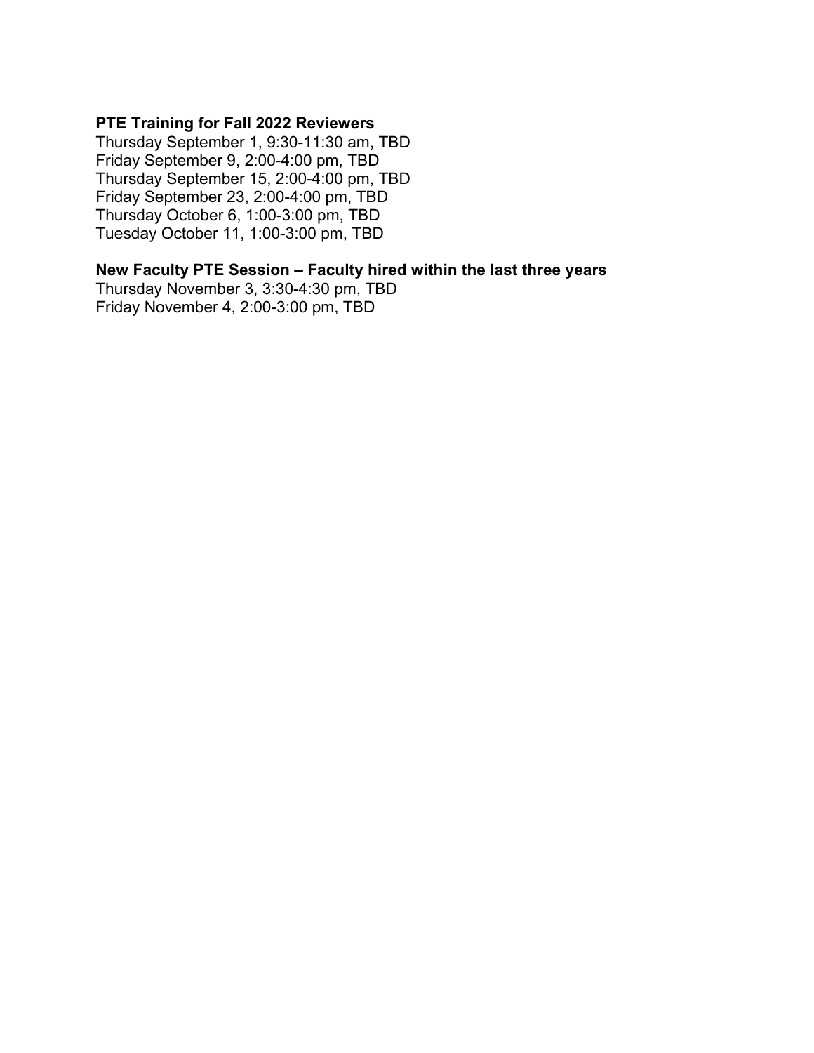**PTE Training for Fall 2022 Reviewers**

Thursday September 1, 9:30-11:30 am, TBD
Friday September 9, 2:00-4:00 pm, TBD
Thursday September 15, 2:00-4:00 pm, TBD
Friday September 23, 2:00-4:00 pm, TBD
Thursday October 6, 1:00-3:00 pm, TBD
Tuesday October 11, 1:00-3:00 pm, TBD

**New Faculty PTE Session – Faculty hired within the last three years**

Thursday November 3, 3:30-4:30 pm, TBD
Friday November 4, 2:00-3:00 pm, TBD